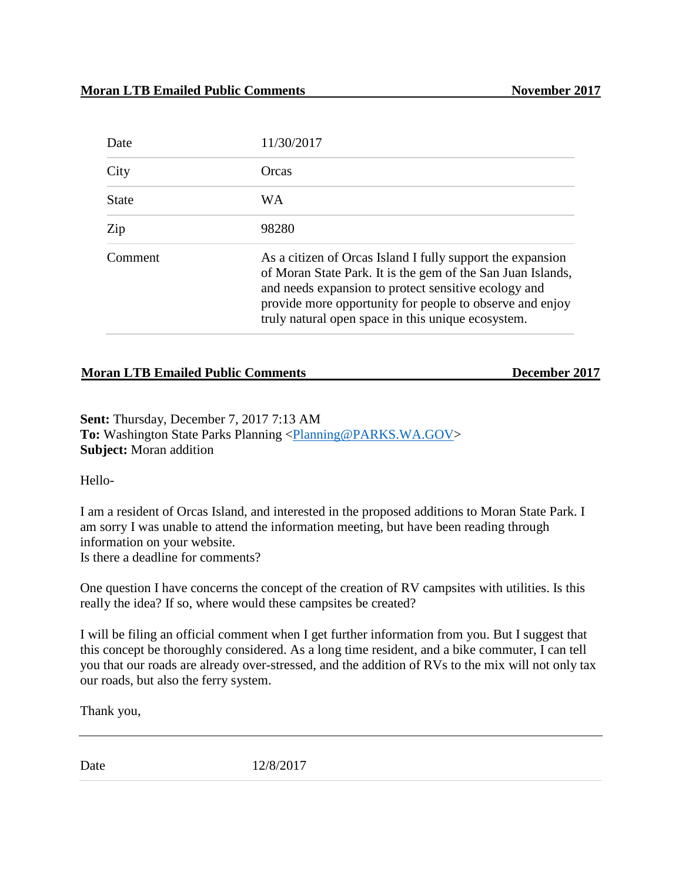## Moran LTB Emailed Public Comments — November 2017

| | |
|---|---|
| Date | 11/30/2017 |
| City | Orcas |
| State | WA |
| Zip | 98280 |
| Comment | As a citizen of Orcas Island I fully support the expansion of Moran State Park. It is the gem of the San Juan Islands, and needs expansion to protect sensitive ecology and provide more opportunity for people to observe and enjoy truly natural open space in this unique ecosystem. |

## Moran LTB Emailed Public Comments — December 2017

**Sent:** Thursday, December 7, 2017 7:13 AM
**To:** Washington State Parks Planning <Planning@PARKS.WA.GOV>
**Subject:** Moran addition

Hello-

I am a resident of Orcas Island, and interested in the proposed additions to Moran State Park. I am sorry I was unable to attend the information meeting, but have been reading through information on your website.
Is there a deadline for comments?

One question I have concerns the concept of the creation of RV campsites with utilities. Is this really the idea? If so, where would these campsites be created?

I will be filing an official comment when I get further information from you. But I suggest that this concept be thoroughly considered. As a long time resident, and a bike commuter, I can tell you that our roads are already over-stressed, and the addition of RVs to the mix will not only tax our roads, but also the ferry system.

Thank you,

---

| | |
|---|---|
| Date | 12/8/2017 |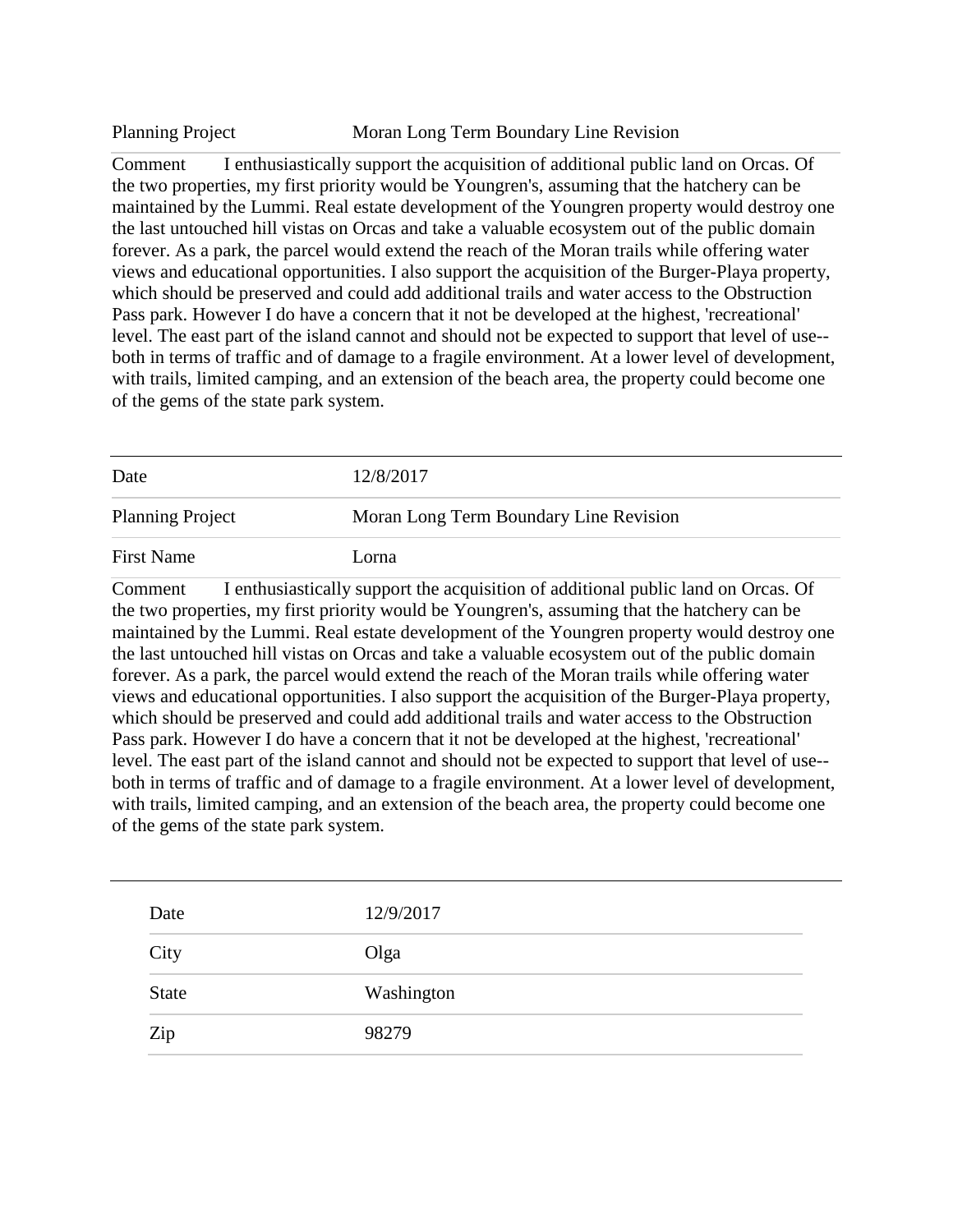| | |
|---|---|
| Planning Project | Moran Long Term Boundary Line Revision |

Comment I enthusiastically support the acquisition of additional public land on Orcas. Of the two properties, my first priority would be Youngren's, assuming that the hatchery can be maintained by the Lummi. Real estate development of the Youngren property would destroy one the last untouched hill vistas on Orcas and take a valuable ecosystem out of the public domain forever. As a park, the parcel would extend the reach of the Moran trails while offering water views and educational opportunities. I also support the acquisition of the Burger-Playa property, which should be preserved and could add additional trails and water access to the Obstruction Pass park. However I do have a concern that it not be developed at the highest, 'recreational' level. The east part of the island cannot and should not be expected to support that level of use--both in terms of traffic and of damage to a fragile environment. At a lower level of development, with trails, limited camping, and an extension of the beach area, the property could become one of the gems of the state park system.

---

| | |
|---|---|
| Date | 12/8/2017 |
| Planning Project | Moran Long Term Boundary Line Revision |
| First Name | Lorna |

Comment I enthusiastically support the acquisition of additional public land on Orcas. Of the two properties, my first priority would be Youngren's, assuming that the hatchery can be maintained by the Lummi. Real estate development of the Youngren property would destroy one the last untouched hill vistas on Orcas and take a valuable ecosystem out of the public domain forever. As a park, the parcel would extend the reach of the Moran trails while offering water views and educational opportunities. I also support the acquisition of the Burger-Playa property, which should be preserved and could add additional trails and water access to the Obstruction Pass park. However I do have a concern that it not be developed at the highest, 'recreational' level. The east part of the island cannot and should not be expected to support that level of use--both in terms of traffic and of damage to a fragile environment. At a lower level of development, with trails, limited camping, and an extension of the beach area, the property could become one of the gems of the state park system.

---

| | |
|---|---|
| Date | 12/9/2017 |
| City | Olga |
| State | Washington |
| Zip | 98279 |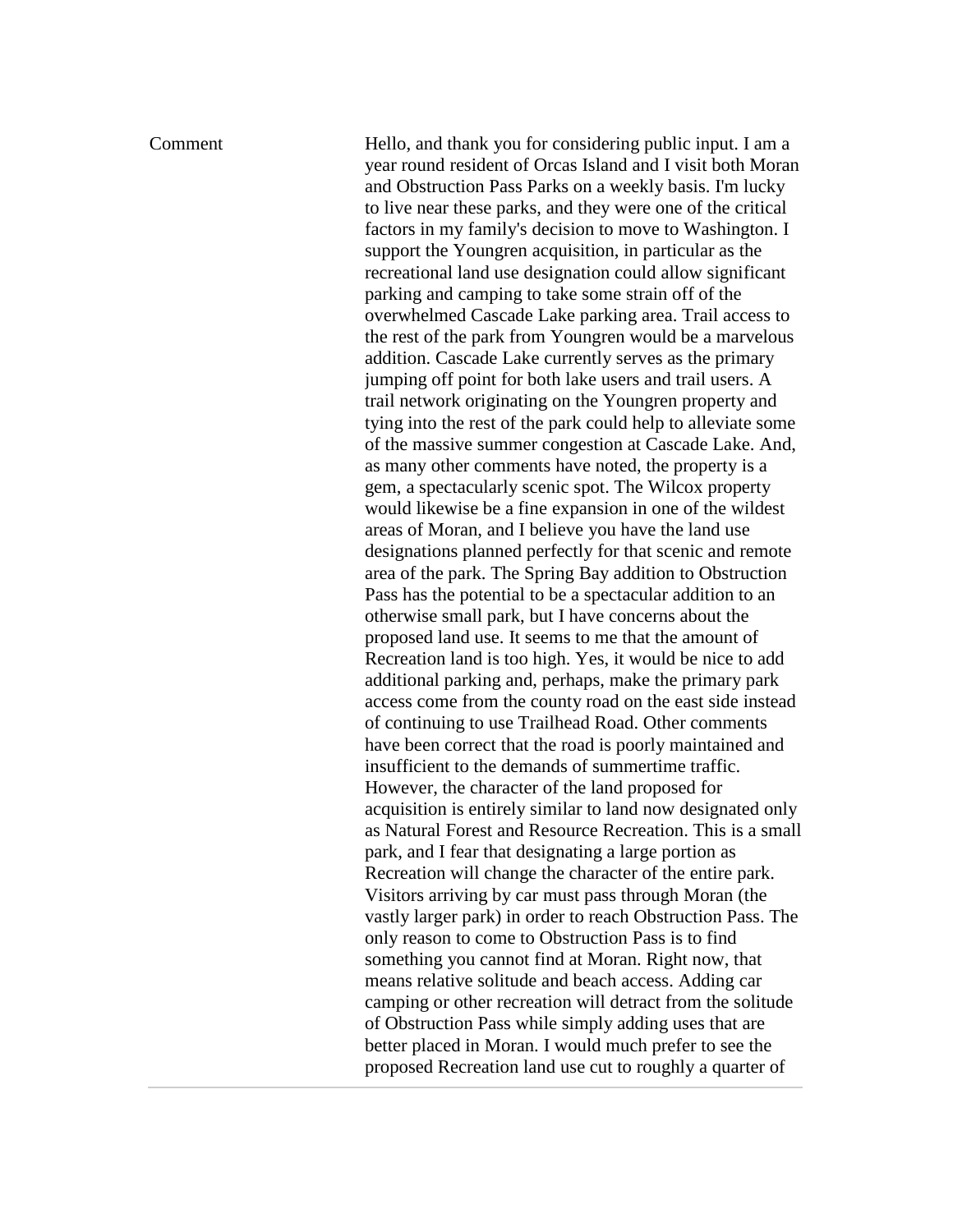| | |
|---|---|
| Comment | Hello, and thank you for considering public input. I am a year round resident of Orcas Island and I visit both Moran and Obstruction Pass Parks on a weekly basis. I'm lucky to live near these parks, and they were one of the critical factors in my family's decision to move to Washington. I support the Youngren acquisition, in particular as the recreational land use designation could allow significant parking and camping to take some strain off of the overwhelmed Cascade Lake parking area. Trail access to the rest of the park from Youngren would be a marvelous addition. Cascade Lake currently serves as the primary jumping off point for both lake users and trail users. A trail network originating on the Youngren property and tying into the rest of the park could help to alleviate some of the massive summer congestion at Cascade Lake. And, as many other comments have noted, the property is a gem, a spectacularly scenic spot. The Wilcox property would likewise be a fine expansion in one of the wildest areas of Moran, and I believe you have the land use designations planned perfectly for that scenic and remote area of the park. The Spring Bay addition to Obstruction Pass has the potential to be a spectacular addition to an otherwise small park, but I have concerns about the proposed land use. It seems to me that the amount of Recreation land is too high. Yes, it would be nice to add additional parking and, perhaps, make the primary park access come from the county road on the east side instead of continuing to use Trailhead Road. Other comments have been correct that the road is poorly maintained and insufficient to the demands of summertime traffic. However, the character of the land proposed for acquisition is entirely similar to land now designated only as Natural Forest and Resource Recreation. This is a small park, and I fear that designating a large portion as Recreation will change the character of the entire park. Visitors arriving by car must pass through Moran (the vastly larger park) in order to reach Obstruction Pass. The only reason to come to Obstruction Pass is to find something you cannot find at Moran. Right now, that means relative solitude and beach access. Adding car camping or other recreation will detract from the solitude of Obstruction Pass while simply adding uses that are better placed in Moran. I would much prefer to see the proposed Recreation land use cut to roughly a quarter of |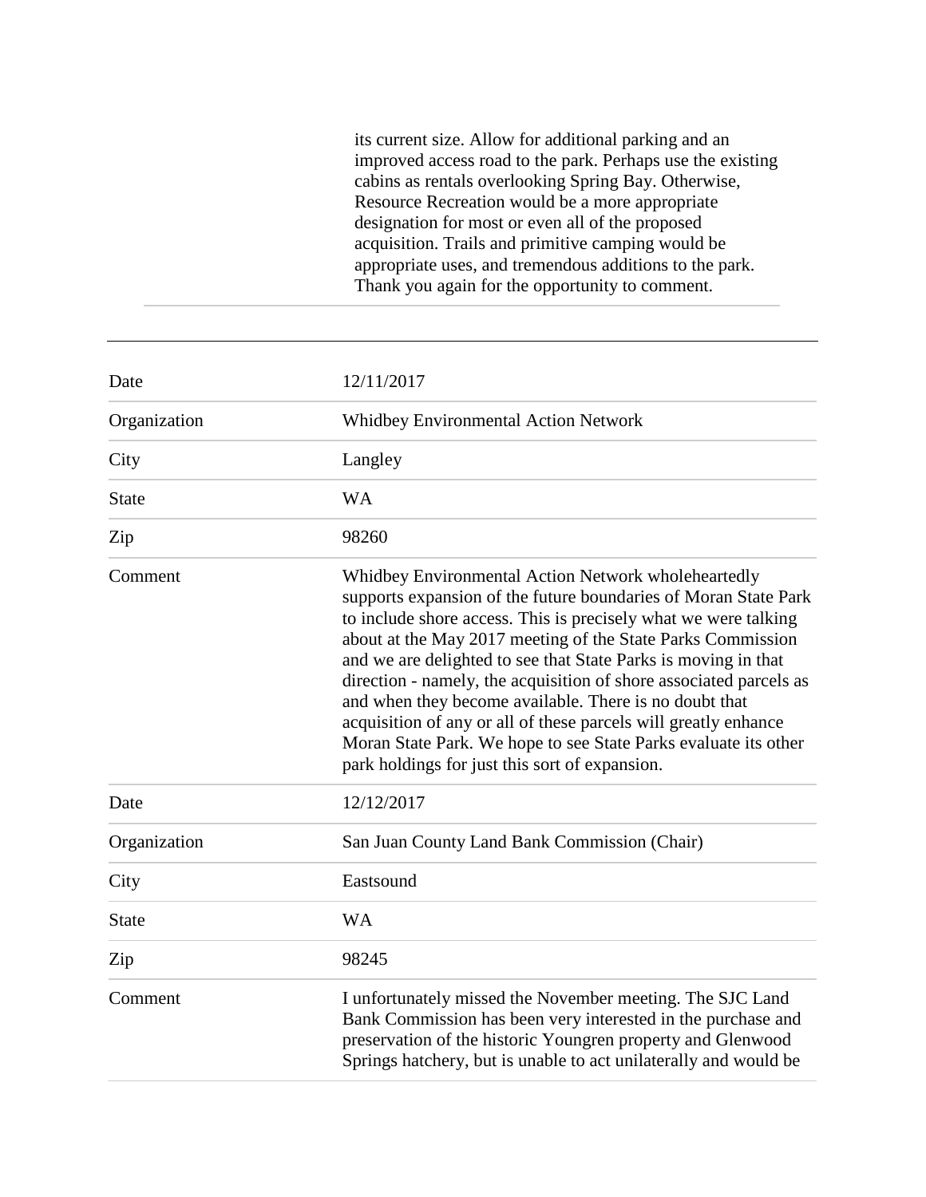| | |
|---|---|
| | its current size. Allow for additional parking and an improved access road to the park. Perhaps use the existing cabins as rentals overlooking Spring Bay. Otherwise, Resource Recreation would be a more appropriate designation for most or even all of the proposed acquisition. Trails and primitive camping would be appropriate uses, and tremendous additions to the park. Thank you again for the opportunity to comment. |

---

| | |
|---|---|
| Date | 12/11/2017 |
| Organization | Whidbey Environmental Action Network |
| City | Langley |
| State | WA |
| Zip | 98260 |
| Comment | Whidbey Environmental Action Network wholeheartedly supports expansion of the future boundaries of Moran State Park to include shore access. This is precisely what we were talking about at the May 2017 meeting of the State Parks Commission and we are delighted to see that State Parks is moving in that direction - namely, the acquisition of shore associated parcels as and when they become available. There is no doubt that acquisition of any or all of these parcels will greatly enhance Moran State Park. We hope to see State Parks evaluate its other park holdings for just this sort of expansion. |
| Date | 12/12/2017 |
| Organization | San Juan County Land Bank Commission (Chair) |
| City | Eastsound |
| State | WA |
| Zip | 98245 |
| Comment | I unfortunately missed the November meeting. The SJC Land Bank Commission has been very interested in the purchase and preservation of the historic Youngren property and Glenwood Springs hatchery, but is unable to act unilaterally and would be |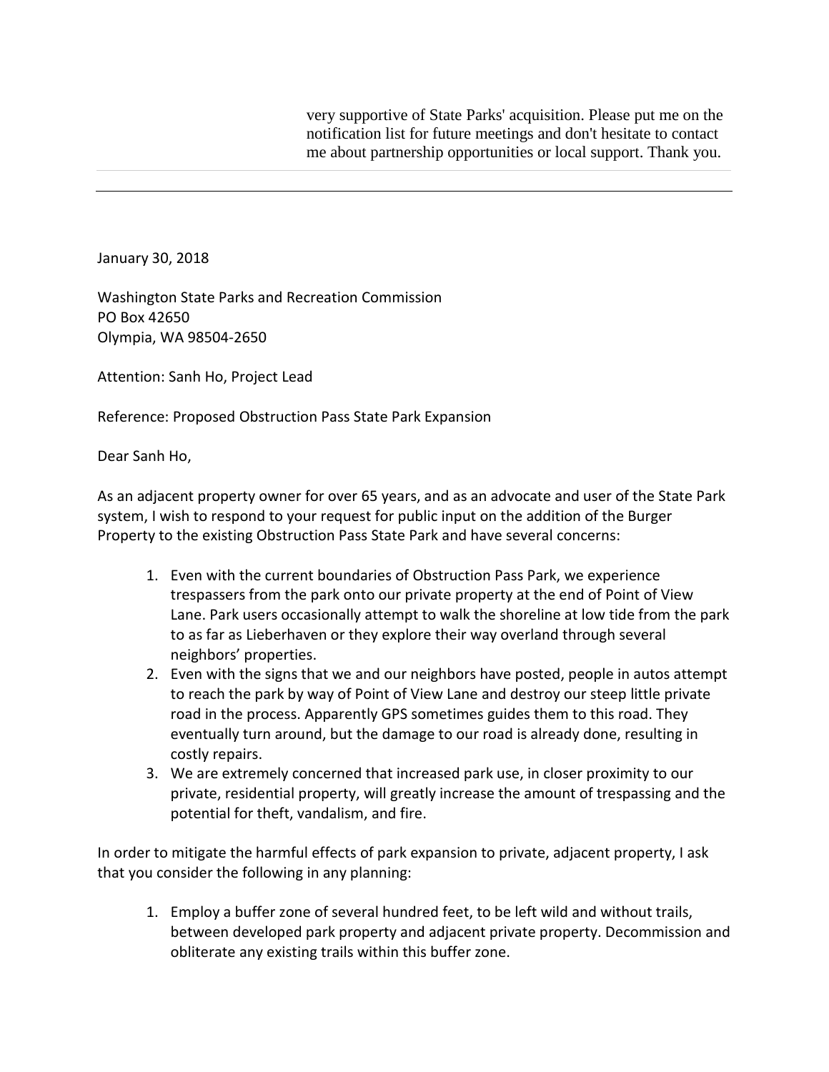very supportive of State Parks' acquisition. Please put me on the notification list for future meetings and don't hesitate to contact me about partnership opportunities or local support. Thank you.

---

January 30, 2018

Washington State Parks and Recreation Commission
PO Box 42650
Olympia, WA 98504-2650

Attention: Sanh Ho, Project Lead

Reference: Proposed Obstruction Pass State Park Expansion

Dear Sanh Ho,

As an adjacent property owner for over 65 years, and as an advocate and user of the State Park system, I wish to respond to your request for public input on the addition of the Burger Property to the existing Obstruction Pass State Park and have several concerns:

1. Even with the current boundaries of Obstruction Pass Park, we experience trespassers from the park onto our private property at the end of Point of View Lane. Park users occasionally attempt to walk the shoreline at low tide from the park to as far as Lieberhaven or they explore their way overland through several neighbors' properties.
2. Even with the signs that we and our neighbors have posted, people in autos attempt to reach the park by way of Point of View Lane and destroy our steep little private road in the process. Apparently GPS sometimes guides them to this road. They eventually turn around, but the damage to our road is already done, resulting in costly repairs.
3. We are extremely concerned that increased park use, in closer proximity to our private, residential property, will greatly increase the amount of trespassing and the potential for theft, vandalism, and fire.

In order to mitigate the harmful effects of park expansion to private, adjacent property, I ask that you consider the following in any planning:

1. Employ a buffer zone of several hundred feet, to be left wild and without trails, between developed park property and adjacent private property. Decommission and obliterate any existing trails within this buffer zone.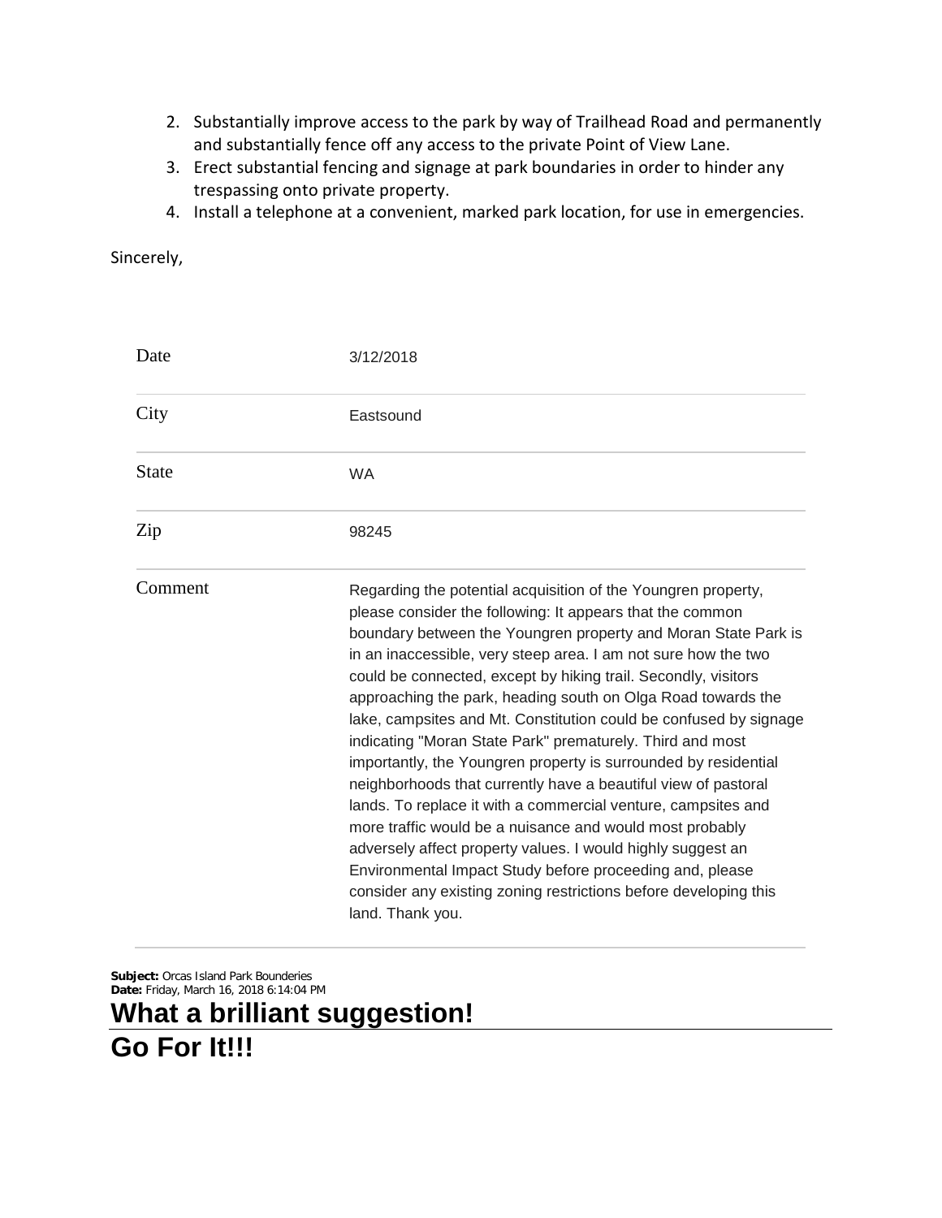2. Substantially improve access to the park by way of Trailhead Road and permanently and substantially fence off any access to the private Point of View Lane.
3. Erect substantial fencing and signage at park boundaries in order to hinder any trespassing onto private property.
4. Install a telephone at a convenient, marked park location, for use in emergencies.

Sincerely,

| | |
|---|---|
| Date | 3/12/2018 |
| City | Eastsound |
| State | WA |
| Zip | 98245 |
| Comment | Regarding the potential acquisition of the Youngren property, please consider the following: It appears that the common boundary between the Youngren property and Moran State Park is in an inaccessible, very steep area. I am not sure how the two could be connected, except by hiking trail. Secondly, visitors approaching the park, heading south on Olga Road towards the lake, campsites and Mt. Constitution could be confused by signage indicating "Moran State Park" prematurely. Third and most importantly, the Youngren property is surrounded by residential neighborhoods that currently have a beautiful view of pastoral lands. To replace it with a commercial venture, campsites and more traffic would be a nuisance and would most probably adversely affect property values. I would highly suggest an Environmental Impact Study before proceeding and, please consider any existing zoning restrictions before developing this land. Thank you. |

**Subject:** Orcas Island Park Bounderies
**Date:** Friday, March 16, 2018 6:14:04 PM

# What a brilliant suggestion!

# Go For It!!!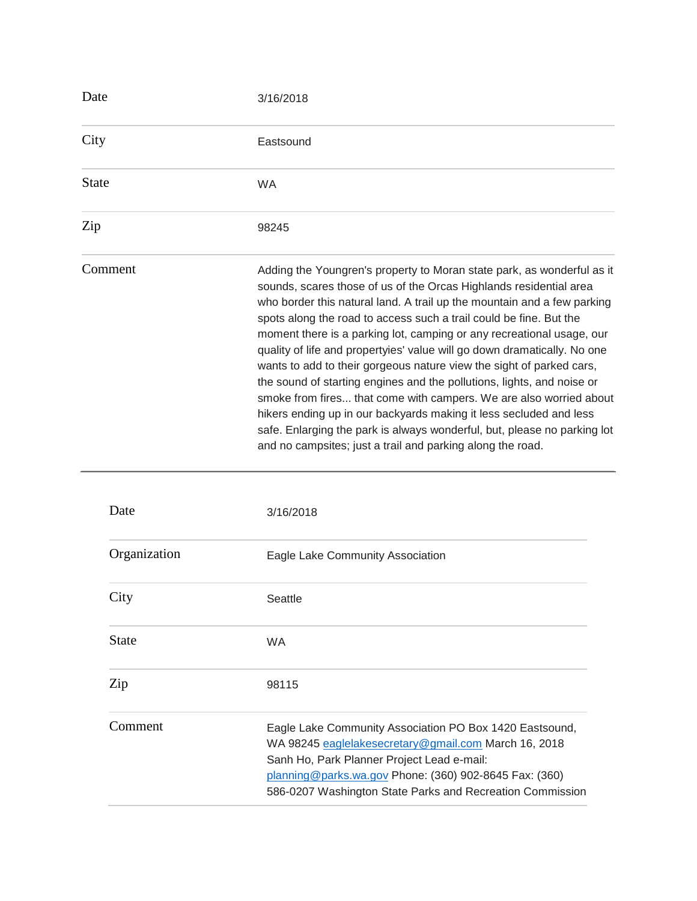| | |
|---|---|
| Date | 3/16/2018 |
| City | Eastsound |
| State | WA |
| Zip | 98245 |
| Comment | Adding the Youngren's property to Moran state park, as wonderful as it sounds, scares those of us of the Orcas Highlands residential area who border this natural land. A trail up the mountain and a few parking spots along the road to access such a trail could be fine. But the moment there is a parking lot, camping or any recreational usage, our quality of life and propertyies' value will go down dramatically. No one wants to add to their gorgeous nature view the sight of parked cars, the sound of starting engines and the pollutions, lights, and noise or smoke from fires... that come with campers. We are also worried about hikers ending up in our backyards making it less secluded and less safe. Enlarging the park is always wonderful, but, please no parking lot and no campsites; just a trail and parking along the road. |

| | |
|---|---|
| Date | 3/16/2018 |
| Organization | Eagle Lake Community Association |
| City | Seattle |
| State | WA |
| Zip | 98115 |
| Comment | Eagle Lake Community Association PO Box 1420 Eastsound, WA 98245 eaglelakesecretary@gmail.com March 16, 2018 Sanh Ho, Park Planner Project Lead e-mail: planning@parks.wa.gov Phone: (360) 902-8645 Fax: (360) 586-0207 Washington State Parks and Recreation Commission |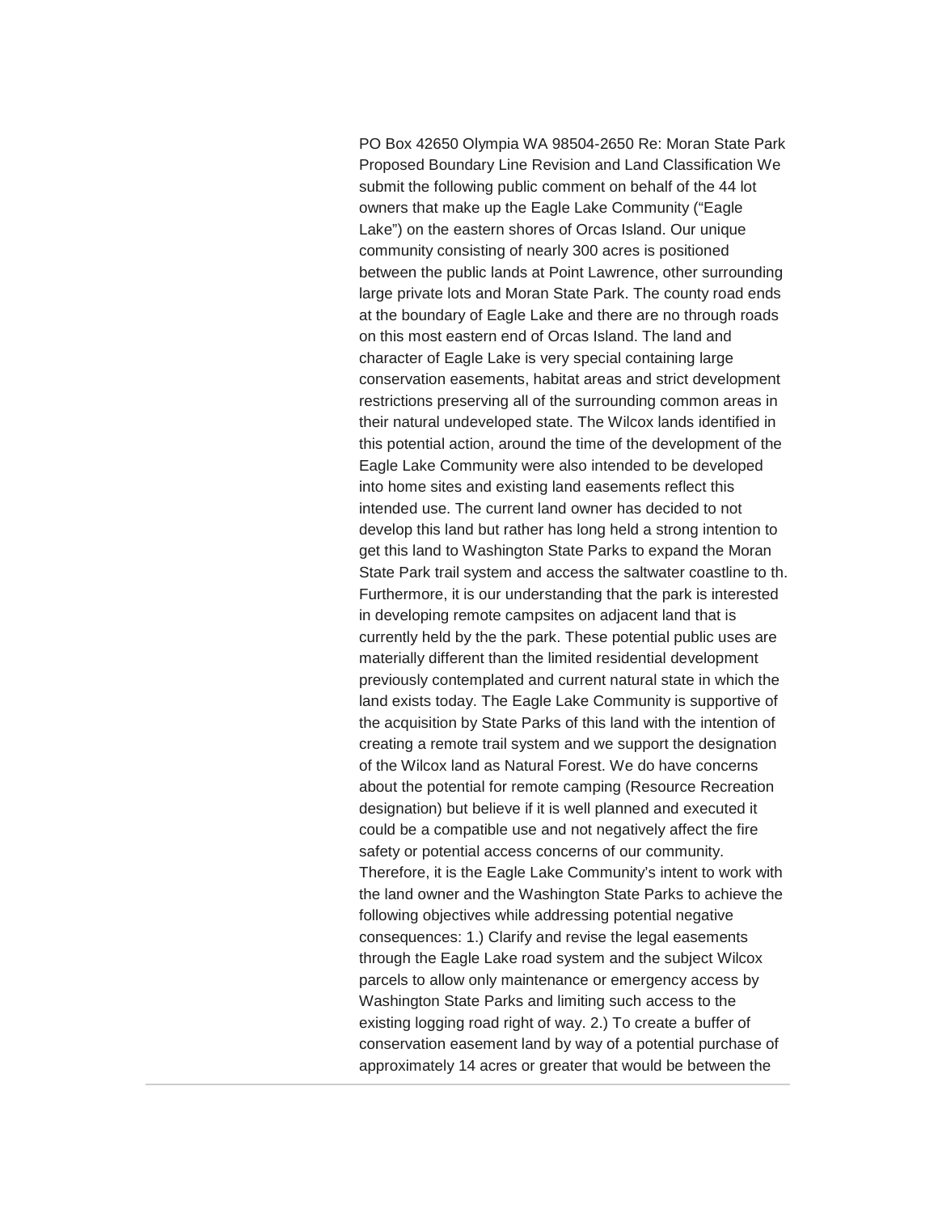PO Box 42650 Olympia WA 98504-2650 Re: Moran State Park Proposed Boundary Line Revision and Land Classification We submit the following public comment on behalf of the 44 lot owners that make up the Eagle Lake Community ("Eagle Lake") on the eastern shores of Orcas Island. Our unique community consisting of nearly 300 acres is positioned between the public lands at Point Lawrence, other surrounding large private lots and Moran State Park. The county road ends at the boundary of Eagle Lake and there are no through roads on this most eastern end of Orcas Island. The land and character of Eagle Lake is very special containing large conservation easements, habitat areas and strict development restrictions preserving all of the surrounding common areas in their natural undeveloped state. The Wilcox lands identified in this potential action, around the time of the development of the Eagle Lake Community were also intended to be developed into home sites and existing land easements reflect this intended use. The current land owner has decided to not develop this land but rather has long held a strong intention to get this land to Washington State Parks to expand the Moran State Park trail system and access the saltwater coastline to th. Furthermore, it is our understanding that the park is interested in developing remote campsites on adjacent land that is currently held by the the park. These potential public uses are materially different than the limited residential development previously contemplated and current natural state in which the land exists today. The Eagle Lake Community is supportive of the acquisition by State Parks of this land with the intention of creating a remote trail system and we support the designation of the Wilcox land as Natural Forest. We do have concerns about the potential for remote camping (Resource Recreation designation) but believe if it is well planned and executed it could be a compatible use and not negatively affect the fire safety or potential access concerns of our community. Therefore, it is the Eagle Lake Community's intent to work with the land owner and the Washington State Parks to achieve the following objectives while addressing potential negative consequences: 1.) Clarify and revise the legal easements through the Eagle Lake road system and the subject Wilcox parcels to allow only maintenance or emergency access by Washington State Parks and limiting such access to the existing logging road right of way. 2.) To create a buffer of conservation easement land by way of a potential purchase of approximately 14 acres or greater that would be between the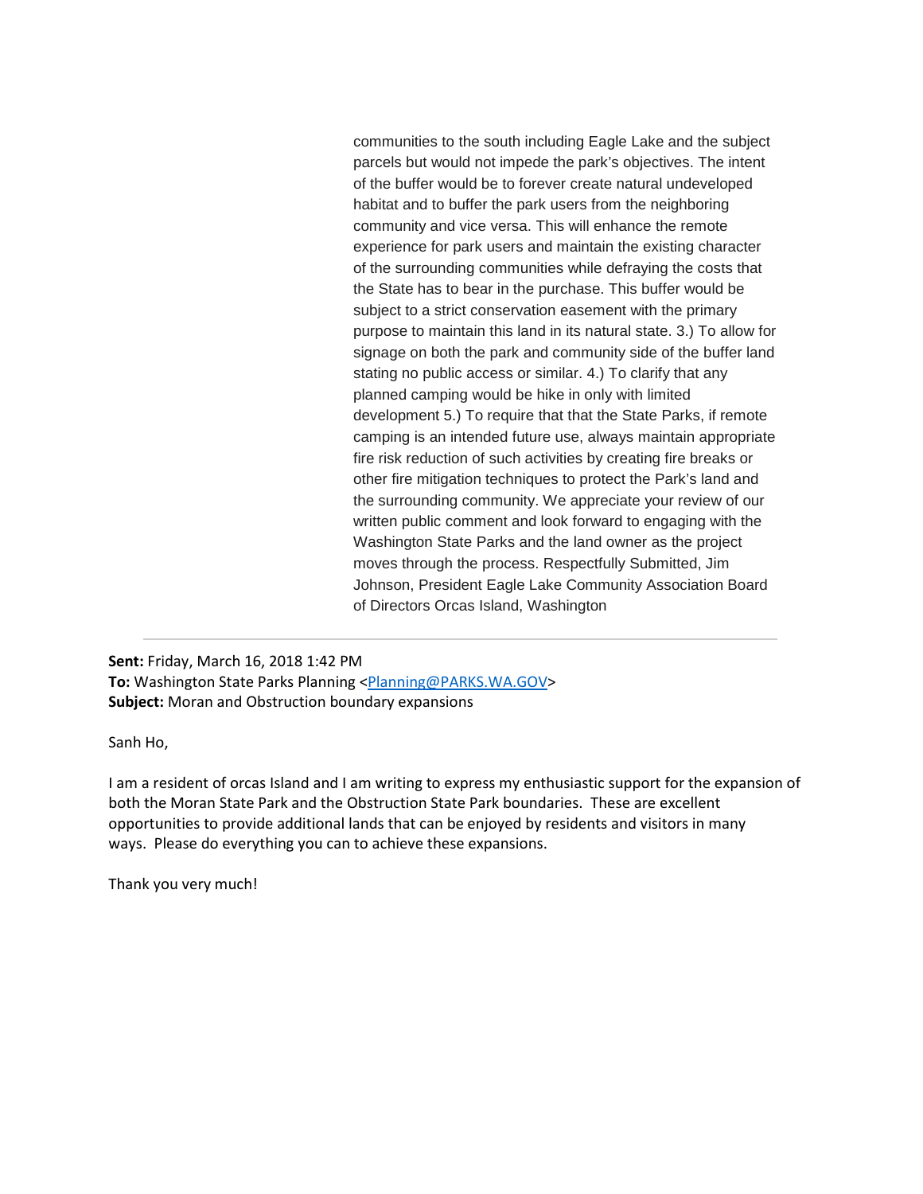communities to the south including Eagle Lake and the subject parcels but would not impede the park's objectives. The intent of the buffer would be to forever create natural undeveloped habitat and to buffer the park users from the neighboring community and vice versa. This will enhance the remote experience for park users and maintain the existing character of the surrounding communities while defraying the costs that the State has to bear in the purchase. This buffer would be subject to a strict conservation easement with the primary purpose to maintain this land in its natural state. 3.) To allow for signage on both the park and community side of the buffer land stating no public access or similar. 4.) To clarify that any planned camping would be hike in only with limited development 5.) To require that that the State Parks, if remote camping is an intended future use, always maintain appropriate fire risk reduction of such activities by creating fire breaks or other fire mitigation techniques to protect the Park's land and the surrounding community. We appreciate your review of our written public comment and look forward to engaging with the Washington State Parks and the land owner as the project moves through the process. Respectfully Submitted, Jim Johnson, President Eagle Lake Community Association Board of Directors Orcas Island, Washington

---

**Sent:** Friday, March 16, 2018 1:42 PM
**To:** Washington State Parks Planning <Planning@PARKS.WA.GOV>
**Subject:** Moran and Obstruction boundary expansions

Sanh Ho,

I am a resident of orcas Island and I am writing to express my enthusiastic support for the expansion of both the Moran State Park and the Obstruction State Park boundaries. These are excellent opportunities to provide additional lands that can be enjoyed by residents and visitors in many ways. Please do everything you can to achieve these expansions.

Thank you very much!